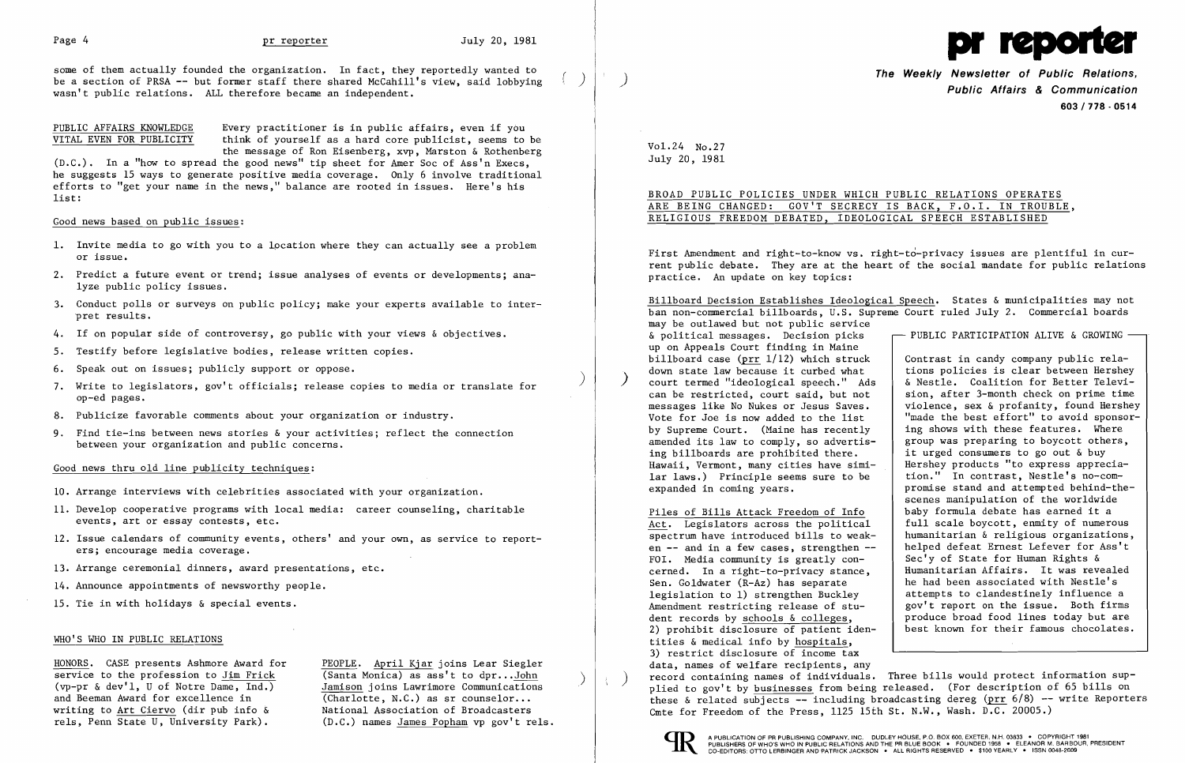some of them actually founded the organization. In fact, they reportedly wanted to be a section of PRSA -- but former staff there shared McCahill's view, said lobbying wasn't public relations. ALL therefore became an independent.

PUBLIC AFFAIRS KNOWLEDGE VITAL EVEN FOR PUBLICITY

Every practitioner is in public affairs, even if you think of yourself as a hard core publicist, seems to be the message of Ron Eisenberg, xvp, Marston & Rothenberg (D.C.). In a "how to spread the good news" tip sheet for Amer Soc of Ass'n Execs, he suggests 15 ways to generate positive media coverage. Only 6 involve traditional efforts to "get your name in the news," balance are rooted in issues. Here's his list:

Good news based on public issues:

1. Invite media to go with you to a location where they can actually see a problem or issue.
2. Predict a future event or trend; issue analyses of events or developments; analyze public policy issues.
3. Conduct polls or surveys on public policy; make your experts available to interpret results.
4. If on popular side of controversy, go public with your views & objectives.
5. Testify before legislative bodies, release written copies.
6. Speak out on issues; publicly support or oppose.
7. Write to legislators, gov't officials; release copies to media or translate for op-ed pages.
8. Publicize favorable comments about your organization or industry.
9. Find tie-ins between news stories & your activities; reflect the connection between your organization and public concerns.

Good news thru old line publicity techniques:

10. Arrange interviews with celebrities associated with your organization.
11. Develop cooperative programs with local media: career counseling, charitable events, art or essay contests, etc.
12. Issue calendars of community events, others' and your own, as service to reporters; encourage media coverage.
13. Arrange ceremonial dinners, award presentations, etc.
14. Announce appointments of newsworthy people.
15. Tie in with holidays & special events.

## WHO'S WHO IN PUBLIC RELATIONS

HONORS. CASE presents Ashmore Award for service to the profession to Jim Frick (vp-pr & dev'l, U of Notre Dame, Ind.) and Beeman Award for excellence in writing to Art Ciervo (dir pub info & rels, Penn State U, University Park).

PEOPLE. April Kjar joins Lear Siegler (Santa Monica) as ass't to dpr...John Jamison joins Lawrimore Communications (Charlotte, N.C.) as sr counselor... National Association of Broadcasters (D.C.) names James Popham vp gov't rels.

# pr reporter

**The Weekly Newsletter of Public Relations, Public Affairs & Communication**
603 / 778 - 0514

Vol.24 No.27
July 20, 1981

## BROAD PUBLIC POLICIES UNDER WHICH PUBLIC RELATIONS OPERATES ARE BEING CHANGED: GOV'T SECRECY IS BACK, F.O.I. IN TROUBLE, RELIGIOUS FREEDOM DEBATED, IDEOLOGICAL SPEECH ESTABLISHED

First Amendment and right-to-know vs. right-to-privacy issues are plentiful in current public debate. They are at the heart of the social mandate for public relations practice. An update on key topics:

Billboard Decision Establishes Ideological Speech. States & municipalities may not ban non-commercial billboards, U.S. Supreme Court ruled July 2. Commercial boards may be outlawed but not public service & political messages. Decision picks up on Appeals Court finding in Maine billboard case (prr 1/12) which struck down state law because it curbed what court termed "ideological speech." Ads can be restricted, court said, but not messages like No Nukes or Jesus Saves. Vote for Joe is now added to the list by Supreme Court. (Maine has recently amended its law to comply, so advertising billboards are prohibited there. Hawaii, Vermont, many cities have similar laws.) Principle seems sure to be expanded in coming years.

Piles of Bills Attack Freedom of Info Act. Legislators across the political spectrum have introduced bills to weaken -- and in a few cases, strengthen -- FOI. Media community is greatly concerned. In a right-to-privacy stance, Sen. Goldwater (R-Az) has separate legislation to 1) strengthen Buckley Amendment restricting release of student records by schools & colleges, 2) prohibit disclosure of patient identities & medical info by hospitals, 3) restrict disclosure of income tax data, names of welfare recipients, any record containing names of individuals. Three bills would protect information supplied to gov't by businesses from being released. (For description of 65 bills on these & related subjects -- including broadcasting dereg (prr 6/8) -- write Reporters Cmte for Freedom of the Press, 1125 15th St. N.W., Wash. D.C. 20005.)

**PUBLIC PARTICIPATION ALIVE & GROWING**

Contrast in candy company public relations policies is clear between Hershey & Nestle. Coalition for Better Television, after 3-month check on prime time violence, sex & profanity, found Hershey "made the best effort" to avoid sponsoring shows with these features. Where group was preparing to boycott others, it urged consumers to go out & buy Hershey products "to express appreciation." In contrast, Nestle's no-compromise stand and attempted behind-the-scenes manipulation of the worldwide baby formula debate has earned it a full scale boycott, enmity of numerous humanitarian & religious organizations, helped defeat Ernest Lefever for Ass't Sec'y of State for Human Rights & Humanitarian Affairs. It was revealed he had been associated with Nestle's attempts to clandestinely influence a gov't report on the issue. Both firms produce broad food lines today but are best known for their famous chocolates.

A PUBLICATION OF PR PUBLISHING COMPANY, INC. DUDLEY HOUSE, P.O. BOX 600, EXETER, N.H. 03833 • COPYRIGHT 1981 PUBLISHERS OF WHO'S WHO IN PUBLIC RELATIONS AND THE PR BLUE BOOK • FOUNDED 1958 • ELEANOR M. BARBOUR, PRESIDENT CO-EDITORS: OTTO LERBINGER AND PATRICK JACKSON • ALL RIGHTS RESERVED • $100 YEARLY • ISSN 0048-2609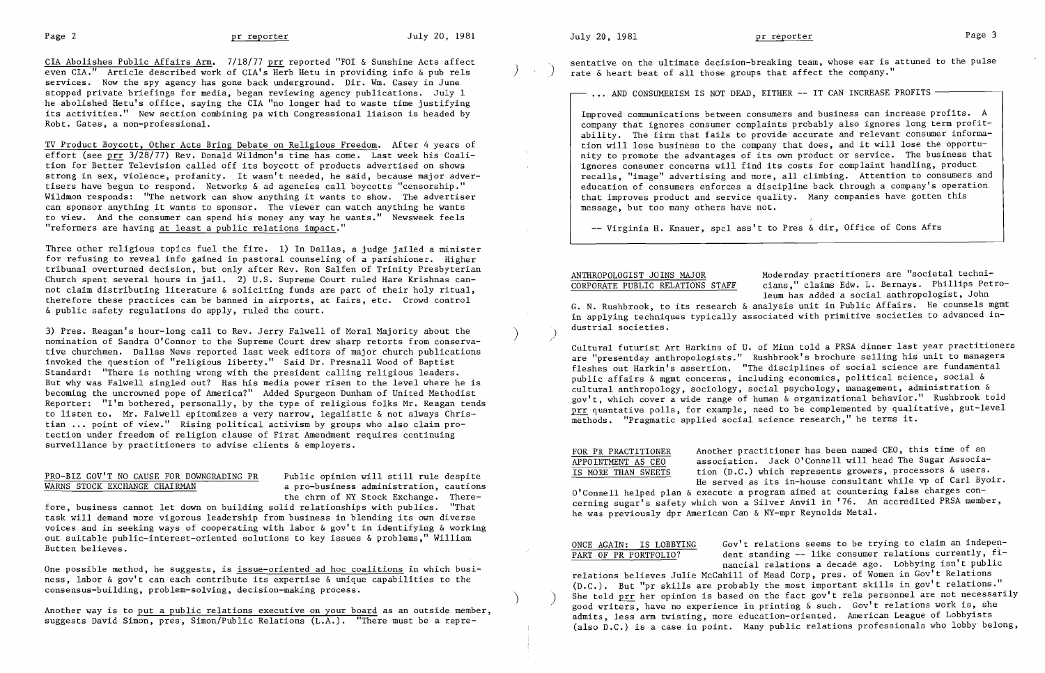CIA Abolishes Public Affairs Arm. 7/18/77 prr reported "FOI & Sunshine Acts affect even CIA." Article described work of CIA's Herb Hetu in providing info & pub rels services. Now the spy agency has gone back underground. Dir. Wm. Casey in June stopped private briefings for media, began reviewing agency publications. July 1 he abolished Hetu's office, saying the CIA "no longer had to waste time justifying its activities." New section combining pa with Congressional liaison is headed by Robt. Gates, a non-professional.

TV Product Boycott, Other Acts Bring Debate on Religious Freedom. After 4 years of effort (see prr 3/28/77) Rev. Donald Wildmon's time has come. Last week his Coalition for Better Television called off its boycott of products advertised on shows strong in sex, violence, profanity. It wasn't needed, he said, because major advertisers have begun to respond. Networks & ad agencies call boycotts "censorship." Wildmon responds: "The network can show anything it wants to show. The advertiser can sponsor anything it wants to sponsor. The viewer can watch anything he wants to view. And the consumer can spend his money any way he wants." Newsweek feels "reformers are having at least a public relations impact."

Three other religious topics fuel the fire. 1) In Dallas, a judge jailed a minister for refusing to reveal info gained in pastoral counseling of a parishioner. Higher tribunal overturned decision, but only after Rev. Ron Salfen of Trinity Presbyterian Church spent several hours in jail. 2) U.S. Supreme Court ruled Hare Krishnas cannot claim distributing literature & soliciting funds are part of their holy ritual, therefore these practices can be banned in airports, at fairs, etc. Crowd control & public safety regulations do apply, ruled the court.

3) Pres. Reagan's hour-long call to Rev. Jerry Falwell of Moral Majority about the nomination of Sandra O'Connor to the Supreme Court drew sharp retorts from conservative churchmen. Dallas News reported last week editors of major church publications invoked the question of "religious liberty." Said Dr. Presnall Wood of Baptist Standard: "There is nothing wrong with the president calling religious leaders. But why was Falwell singled out? Has his media power risen to the level where he is becoming the uncrowned pope of America?" Added Spurgeon Dunham of United Methodist Reporter: "I'm bothered, personally, by the type of religious folks Mr. Reagan tends to listen to. Mr. Falwell epitomizes a very narrow, legalistic & not always Christian ... point of view." Rising political activism by groups who also claim protection under freedom of religion clause of First Amendment requires continuing surveillance by practitioners to advise clients & employers.

## PRO-BIZ GOV'T NO CAUSE FOR DOWNGRADING PR WARNS STOCK EXCHANGE CHAIRMAN

Public opinion will still rule despite a pro-business administration, cautions the chrm of NY Stock Exchange. Therefore, business cannot let down on building solid relationships with publics. "That task will demand more vigorous leadership from business in blending its own diverse voices and in seeking ways of cooperating with labor & gov't in identifying & working out suitable public-interest-oriented solutions to key issues & problems," William Batten believes.

One possible method, he suggests, is issue-oriented ad hoc coalitions in which business, labor & gov't can each contribute its expertise & unique capabilities to the consensus-building, problem-solving, decision-making process.

Another way is to put a public relations executive on your board as an outside member, suggests David Simon, pres, Simon/Public Relations (L.A.). "There must be a representative on the ultimate decision-breaking team, whose ear is attuned to the pulse rate & heart beat of all those groups that affect the company."

### ... AND CONSUMERISM IS NOT DEAD, EITHER -- IT CAN INCREASE PROFITS

Improved communications between consumers and business can increase profits. A company that ignores consumer complaints probably also ignores long term profitability. The firm that fails to provide accurate and relevant consumer information will lose business to the company that does, and it will lose the opportunity to promote the advantages of its own product or service. The business that ignores consumer concerns will find its costs for complaint handling, product recalls, "image" advertising and more, all climbing. Attention to consumers and education of consumers enforces a discipline back through a company's operation that improves product and service quality. Many companies have gotten this message, but too many others have not.

-- Virginia H. Knauer, spcl ass't to Pres & dir, Office of Cons Afrs

## ANTHROPOLOGIST JOINS MAJOR CORPORATE PUBLIC RELATIONS STAFF

Modernday practitioners are "societal technicians," claims Edw. L. Bernays. Phillips Petroleum has added a social anthropologist, John G. N. Rushbrook, to its research & analysis unit in Public Affairs. He counsels mgmt in applying techniques typically associated with primitive societies to advanced industrial societies.

Cultural futurist Art Harkins of U. of Minn told a PRSA dinner last year practitioners are "presentday anthropologists." Rushbrook's brochure selling his unit to managers fleshes out Harkin's assertion. "The disciplines of social science are fundamental public affairs & mgmt concerns, including economics, political science, social & cultural anthropology, sociology, social psychology, management, administration & gov't, which cover a wide range of human & organizational behavior." Rushbrook told prr quantative polls, for example, need to be complemented by qualitative, gut-level methods. "Pragmatic applied social science research," he terms it.

## FOR PR PRACTITIONER APPOINTMENT AS CEO IS MORE THAN SWEETS

Another practitioner has been named CEO, this time of an association. Jack O'Connell will head The Sugar Association (D.C.) which represents growers, processors & users. He served as its in-house consultant while vp of Carl Byoir. O'Connell helped plan & execute a program aimed at countering false charges concerning sugar's safety which won a Silver Anvil in '76. An accredited PRSA member, he was previously dpr American Can & NY-mpr Reynolds Metal.

## ONCE AGAIN: IS LOBBYING PART OF PR PORTFOLIO?

Gov't relations seems to be trying to claim an independent standing -- like consumer relations currently, financial relations a decade ago. Lobbying isn't public relations believes Julie McCahill of Mead Corp, pres. of Women in Gov't Relations (D.C.). But "pr skills are probably the most important skills in gov't relations." She told prr her opinion is based on the fact gov't rels personnel are not necessarily good writers, have no experience in printing & such. Gov't relations work is, she admits, less arm twisting, more education-oriented. American League of Lobbyists (also D.C.) is a case in point. Many public relations professionals who lobby belong,